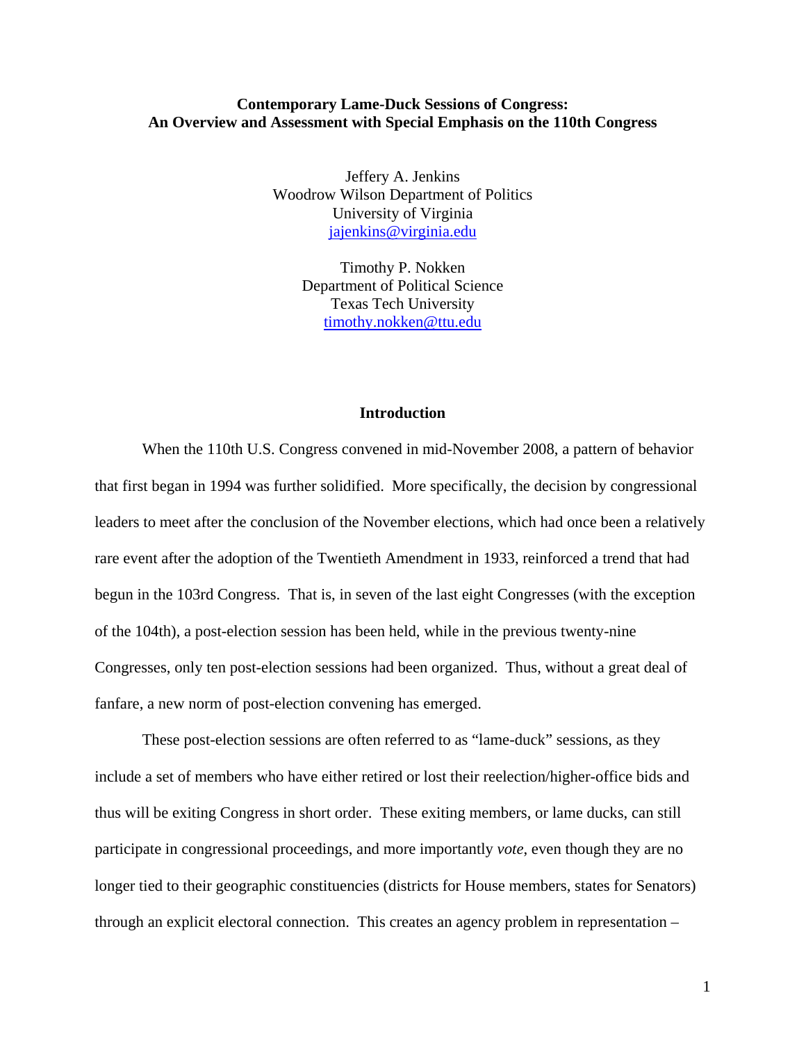# Contemporary Lame-Duck Sessions of Congress: An Overview and Assessment with Special Emphasis on the 110th Congress

Jeffery A. Jenkins
Woodrow Wilson Department of Politics
University of Virginia
jajenkins@virginia.edu

Timothy P. Nokken
Department of Political Science
Texas Tech University
timothy.nokken@ttu.edu

## Introduction

When the 110th U.S. Congress convened in mid-November 2008, a pattern of behavior that first began in 1994 was further solidified. More specifically, the decision by congressional leaders to meet after the conclusion of the November elections, which had once been a relatively rare event after the adoption of the Twentieth Amendment in 1933, reinforced a trend that had begun in the 103rd Congress. That is, in seven of the last eight Congresses (with the exception of the 104th), a post-election session has been held, while in the previous twenty-nine Congresses, only ten post-election sessions had been organized. Thus, without a great deal of fanfare, a new norm of post-election convening has emerged.

These post-election sessions are often referred to as "lame-duck" sessions, as they include a set of members who have either retired or lost their reelection/higher-office bids and thus will be exiting Congress in short order. These exiting members, or lame ducks, can still participate in congressional proceedings, and more importantly *vote*, even though they are no longer tied to their geographic constituencies (districts for House members, states for Senators) through an explicit electoral connection. This creates an agency problem in representation –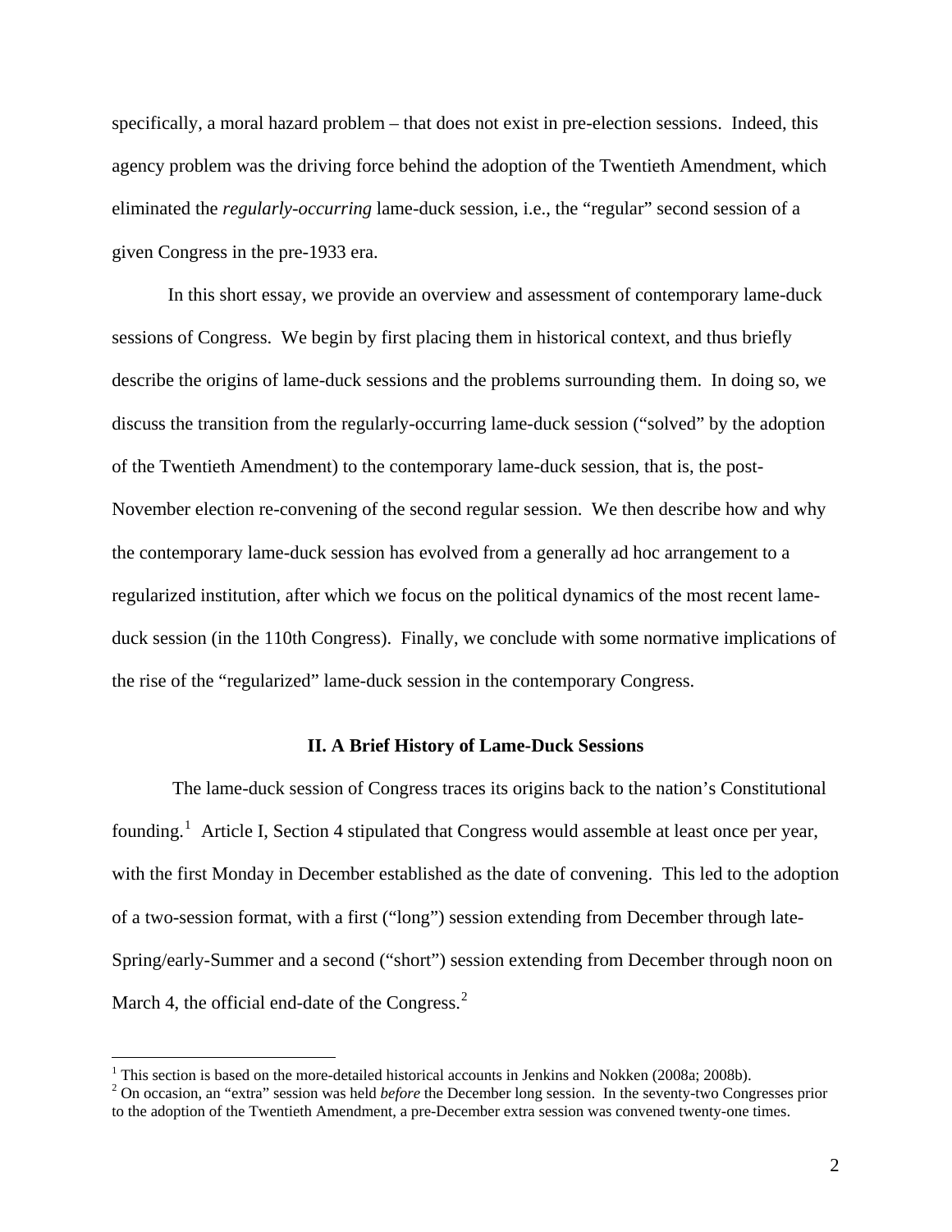specifically, a moral hazard problem – that does not exist in pre-election sessions. Indeed, this agency problem was the driving force behind the adoption of the Twentieth Amendment, which eliminated the *regularly-occurring* lame-duck session, i.e., the "regular" second session of a given Congress in the pre-1933 era.

In this short essay, we provide an overview and assessment of contemporary lame-duck sessions of Congress. We begin by first placing them in historical context, and thus briefly describe the origins of lame-duck sessions and the problems surrounding them. In doing so, we discuss the transition from the regularly-occurring lame-duck session ("solved" by the adoption of the Twentieth Amendment) to the contemporary lame-duck session, that is, the post-November election re-convening of the second regular session. We then describe how and why the contemporary lame-duck session has evolved from a generally ad hoc arrangement to a regularized institution, after which we focus on the political dynamics of the most recent lame-duck session (in the 110th Congress). Finally, we conclude with some normative implications of the rise of the "regularized" lame-duck session in the contemporary Congress.

## II. A Brief History of Lame-Duck Sessions

The lame-duck session of Congress traces its origins back to the nation's Constitutional founding.[1] Article I, Section 4 stipulated that Congress would assemble at least once per year, with the first Monday in December established as the date of convening. This led to the adoption of a two-session format, with a first ("long") session extending from December through late-Spring/early-Summer and a second ("short") session extending from December through noon on March 4, the official end-date of the Congress.[2]

---

[1] This section is based on the more-detailed historical accounts in Jenkins and Nokken (2008a; 2008b).

[2] On occasion, an "extra" session was held *before* the December long session. In the seventy-two Congresses prior to the adoption of the Twentieth Amendment, a pre-December extra session was convened twenty-one times.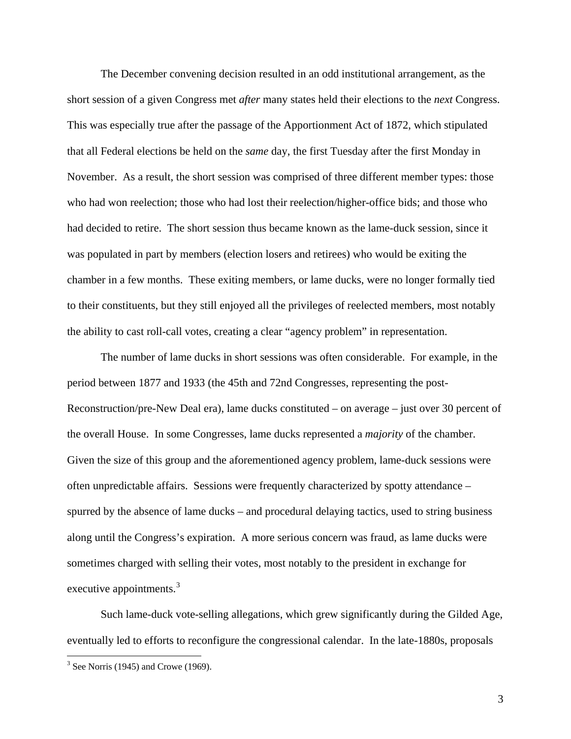The December convening decision resulted in an odd institutional arrangement, as the short session of a given Congress met *after* many states held their elections to the *next* Congress. This was especially true after the passage of the Apportionment Act of 1872, which stipulated that all Federal elections be held on the *same* day, the first Tuesday after the first Monday in November. As a result, the short session was comprised of three different member types: those who had won reelection; those who had lost their reelection/higher-office bids; and those who had decided to retire. The short session thus became known as the lame-duck session, since it was populated in part by members (election losers and retirees) who would be exiting the chamber in a few months. These exiting members, or lame ducks, were no longer formally tied to their constituents, but they still enjoyed all the privileges of reelected members, most notably the ability to cast roll-call votes, creating a clear "agency problem" in representation.

The number of lame ducks in short sessions was often considerable. For example, in the period between 1877 and 1933 (the 45th and 72nd Congresses, representing the post-Reconstruction/pre-New Deal era), lame ducks constituted – on average – just over 30 percent of the overall House. In some Congresses, lame ducks represented a *majority* of the chamber. Given the size of this group and the aforementioned agency problem, lame-duck sessions were often unpredictable affairs. Sessions were frequently characterized by spotty attendance – spurred by the absence of lame ducks – and procedural delaying tactics, used to string business along until the Congress's expiration. A more serious concern was fraud, as lame ducks were sometimes charged with selling their votes, most notably to the president in exchange for executive appointments.[3]

Such lame-duck vote-selling allegations, which grew significantly during the Gilded Age, eventually led to efforts to reconfigure the congressional calendar. In the late-1880s, proposals

[3] See Norris (1945) and Crowe (1969).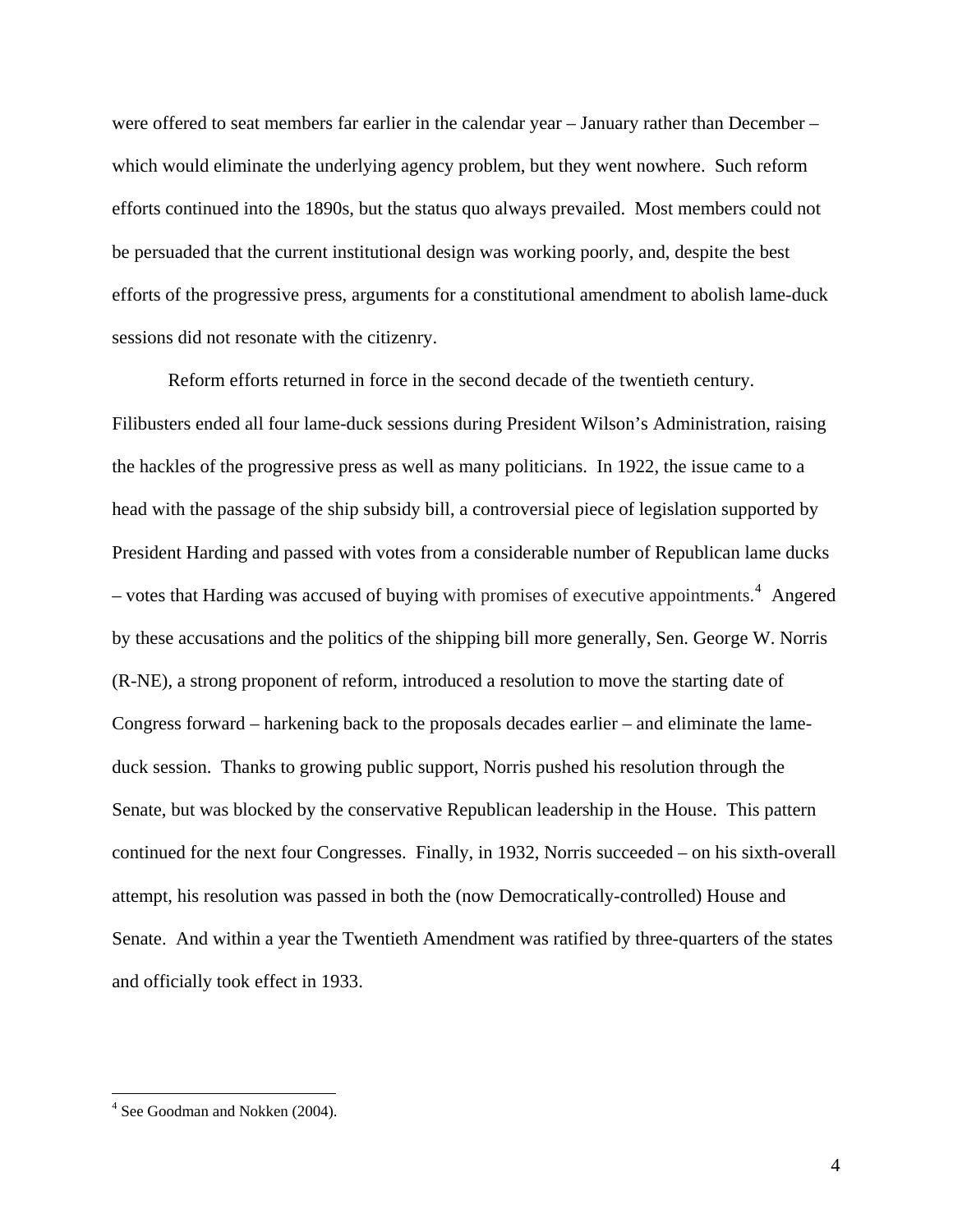were offered to seat members far earlier in the calendar year – January rather than December – which would eliminate the underlying agency problem, but they went nowhere. Such reform efforts continued into the 1890s, but the status quo always prevailed. Most members could not be persuaded that the current institutional design was working poorly, and, despite the best efforts of the progressive press, arguments for a constitutional amendment to abolish lame-duck sessions did not resonate with the citizenry.

Reform efforts returned in force in the second decade of the twentieth century. Filibusters ended all four lame-duck sessions during President Wilson's Administration, raising the hackles of the progressive press as well as many politicians. In 1922, the issue came to a head with the passage of the ship subsidy bill, a controversial piece of legislation supported by President Harding and passed with votes from a considerable number of Republican lame ducks – votes that Harding was accused of buying with promises of executive appointments.[4] Angered by these accusations and the politics of the shipping bill more generally, Sen. George W. Norris (R-NE), a strong proponent of reform, introduced a resolution to move the starting date of Congress forward – harkening back to the proposals decades earlier – and eliminate the lame-duck session. Thanks to growing public support, Norris pushed his resolution through the Senate, but was blocked by the conservative Republican leadership in the House. This pattern continued for the next four Congresses. Finally, in 1932, Norris succeeded – on his sixth-overall attempt, his resolution was passed in both the (now Democratically-controlled) House and Senate. And within a year the Twentieth Amendment was ratified by three-quarters of the states and officially took effect in 1933.

[4] See Goodman and Nokken (2004).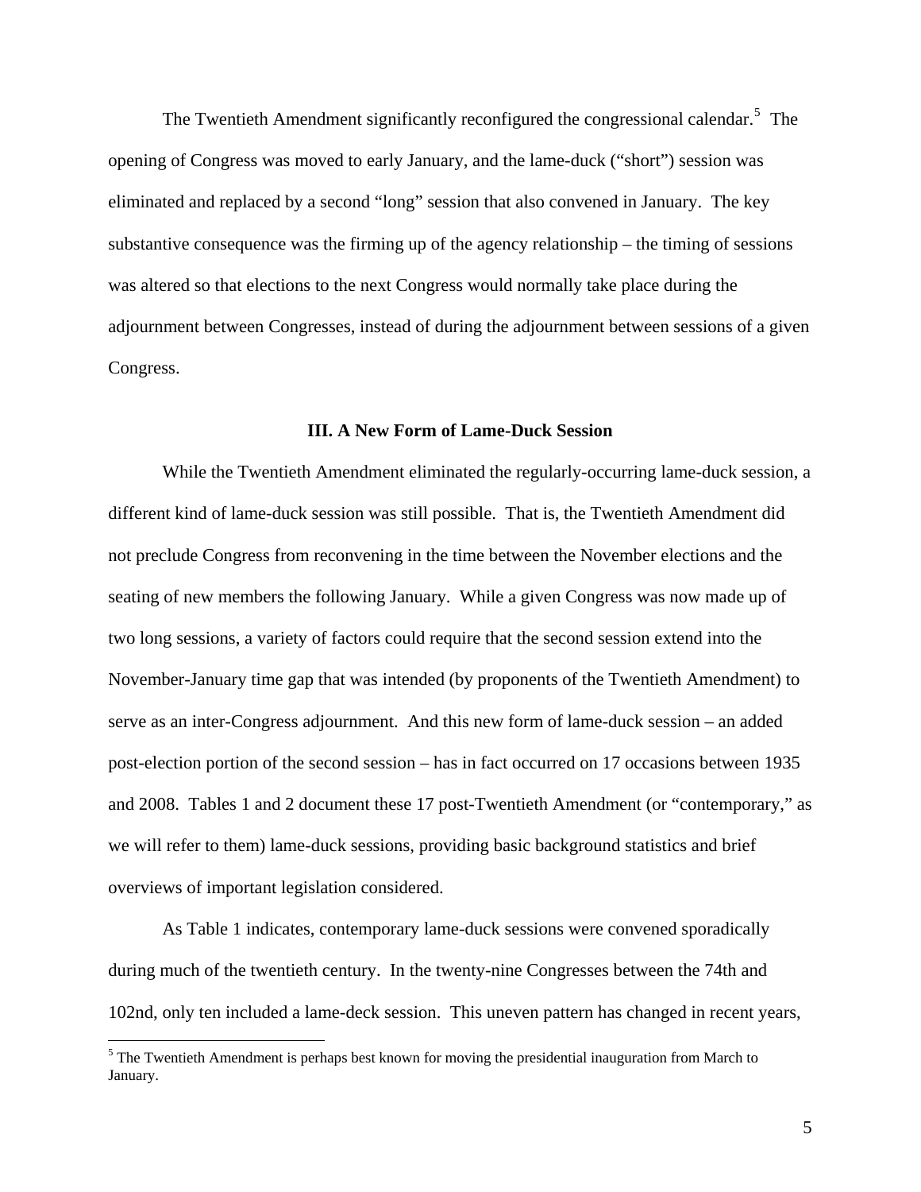The Twentieth Amendment significantly reconfigured the congressional calendar.[5] The opening of Congress was moved to early January, and the lame-duck ("short") session was eliminated and replaced by a second "long" session that also convened in January. The key substantive consequence was the firming up of the agency relationship – the timing of sessions was altered so that elections to the next Congress would normally take place during the adjournment between Congresses, instead of during the adjournment between sessions of a given Congress.

### III. A New Form of Lame-Duck Session

While the Twentieth Amendment eliminated the regularly-occurring lame-duck session, a different kind of lame-duck session was still possible. That is, the Twentieth Amendment did not preclude Congress from reconvening in the time between the November elections and the seating of new members the following January. While a given Congress was now made up of two long sessions, a variety of factors could require that the second session extend into the November-January time gap that was intended (by proponents of the Twentieth Amendment) to serve as an inter-Congress adjournment. And this new form of lame-duck session – an added post-election portion of the second session – has in fact occurred on 17 occasions between 1935 and 2008. Tables 1 and 2 document these 17 post-Twentieth Amendment (or "contemporary," as we will refer to them) lame-duck sessions, providing basic background statistics and brief overviews of important legislation considered.

As Table 1 indicates, contemporary lame-duck sessions were convened sporadically during much of the twentieth century. In the twenty-nine Congresses between the 74th and 102nd, only ten included a lame-deck session. This uneven pattern has changed in recent years,

[5] The Twentieth Amendment is perhaps best known for moving the presidential inauguration from March to January.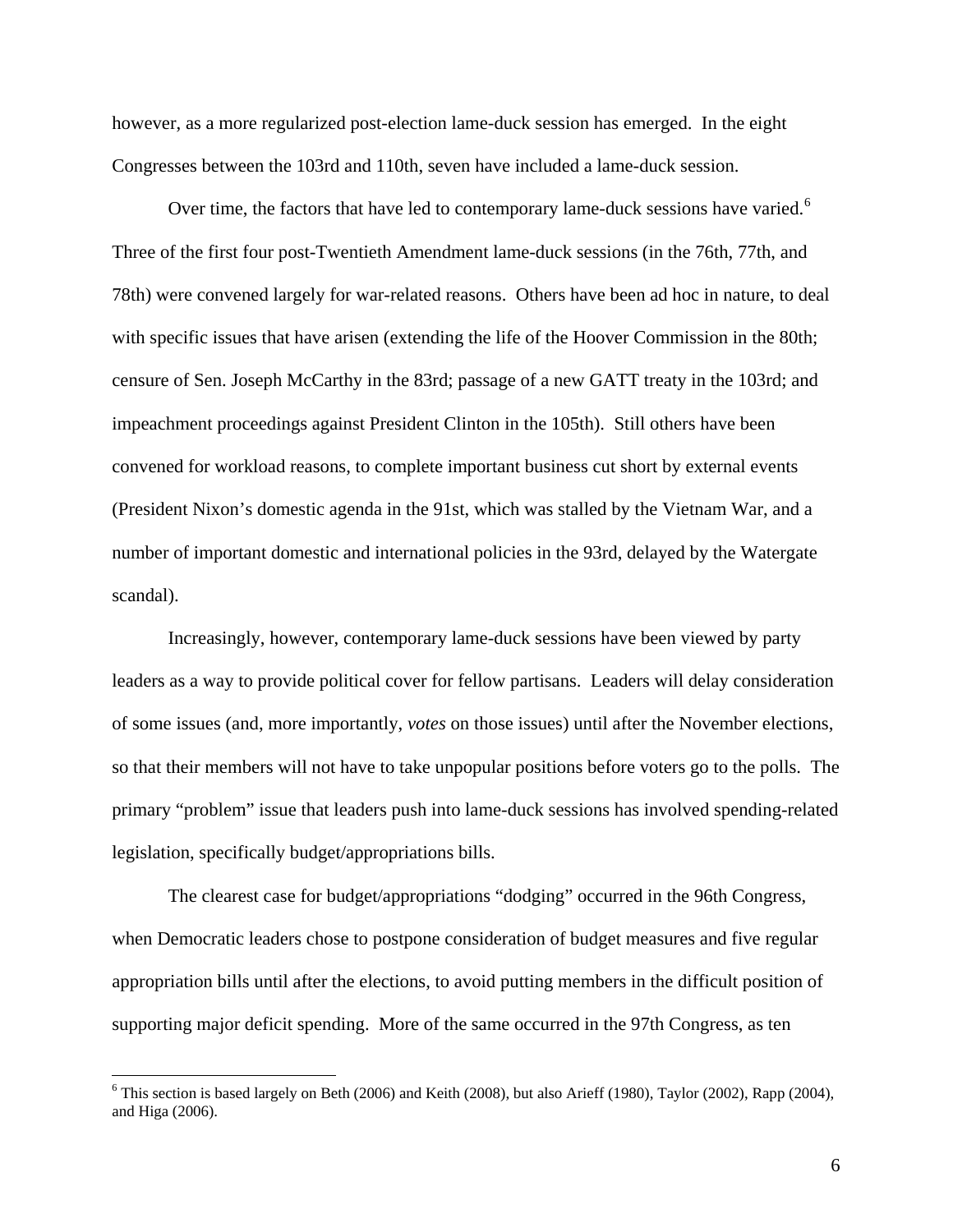however, as a more regularized post-election lame-duck session has emerged. In the eight Congresses between the 103rd and 110th, seven have included a lame-duck session.

Over time, the factors that have led to contemporary lame-duck sessions have varied.[6] Three of the first four post-Twentieth Amendment lame-duck sessions (in the 76th, 77th, and 78th) were convened largely for war-related reasons. Others have been ad hoc in nature, to deal with specific issues that have arisen (extending the life of the Hoover Commission in the 80th; censure of Sen. Joseph McCarthy in the 83rd; passage of a new GATT treaty in the 103rd; and impeachment proceedings against President Clinton in the 105th). Still others have been convened for workload reasons, to complete important business cut short by external events (President Nixon's domestic agenda in the 91st, which was stalled by the Vietnam War, and a number of important domestic and international policies in the 93rd, delayed by the Watergate scandal).

Increasingly, however, contemporary lame-duck sessions have been viewed by party leaders as a way to provide political cover for fellow partisans. Leaders will delay consideration of some issues (and, more importantly, *votes* on those issues) until after the November elections, so that their members will not have to take unpopular positions before voters go to the polls. The primary "problem" issue that leaders push into lame-duck sessions has involved spending-related legislation, specifically budget/appropriations bills.

The clearest case for budget/appropriations "dodging" occurred in the 96th Congress, when Democratic leaders chose to postpone consideration of budget measures and five regular appropriation bills until after the elections, to avoid putting members in the difficult position of supporting major deficit spending. More of the same occurred in the 97th Congress, as ten

[6] This section is based largely on Beth (2006) and Keith (2008), but also Arieff (1980), Taylor (2002), Rapp (2004), and Higa (2006).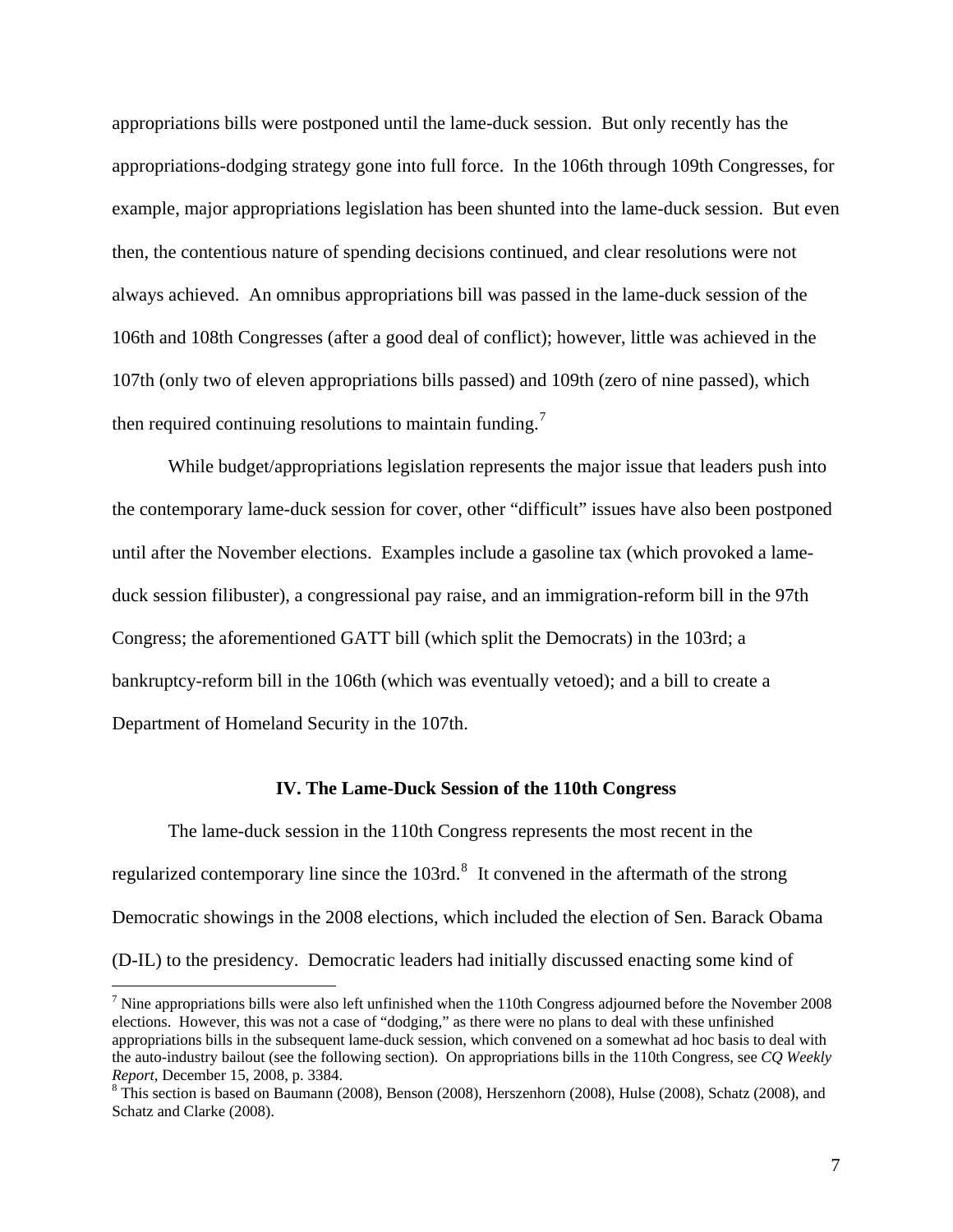appropriations bills were postponed until the lame-duck session. But only recently has the appropriations-dodging strategy gone into full force. In the 106th through 109th Congresses, for example, major appropriations legislation has been shunted into the lame-duck session. But even then, the contentious nature of spending decisions continued, and clear resolutions were not always achieved. An omnibus appropriations bill was passed in the lame-duck session of the 106th and 108th Congresses (after a good deal of conflict); however, little was achieved in the 107th (only two of eleven appropriations bills passed) and 109th (zero of nine passed), which then required continuing resolutions to maintain funding.[7]

While budget/appropriations legislation represents the major issue that leaders push into the contemporary lame-duck session for cover, other "difficult" issues have also been postponed until after the November elections. Examples include a gasoline tax (which provoked a lame-duck session filibuster), a congressional pay raise, and an immigration-reform bill in the 97th Congress; the aforementioned GATT bill (which split the Democrats) in the 103rd; a bankruptcy-reform bill in the 106th (which was eventually vetoed); and a bill to create a Department of Homeland Security in the 107th.

### IV. The Lame-Duck Session of the 110th Congress

The lame-duck session in the 110th Congress represents the most recent in the regularized contemporary line since the 103rd.[8] It convened in the aftermath of the strong Democratic showings in the 2008 elections, which included the election of Sen. Barack Obama (D-IL) to the presidency. Democratic leaders had initially discussed enacting some kind of

---

[7] Nine appropriations bills were also left unfinished when the 110th Congress adjourned before the November 2008 elections. However, this was not a case of "dodging," as there were no plans to deal with these unfinished appropriations bills in the subsequent lame-duck session, which convened on a somewhat ad hoc basis to deal with the auto-industry bailout (see the following section). On appropriations bills in the 110th Congress, see *CQ Weekly Report*, December 15, 2008, p. 3384.

[8] This section is based on Baumann (2008), Benson (2008), Herszenhorn (2008), Hulse (2008), Schatz (2008), and Schatz and Clarke (2008).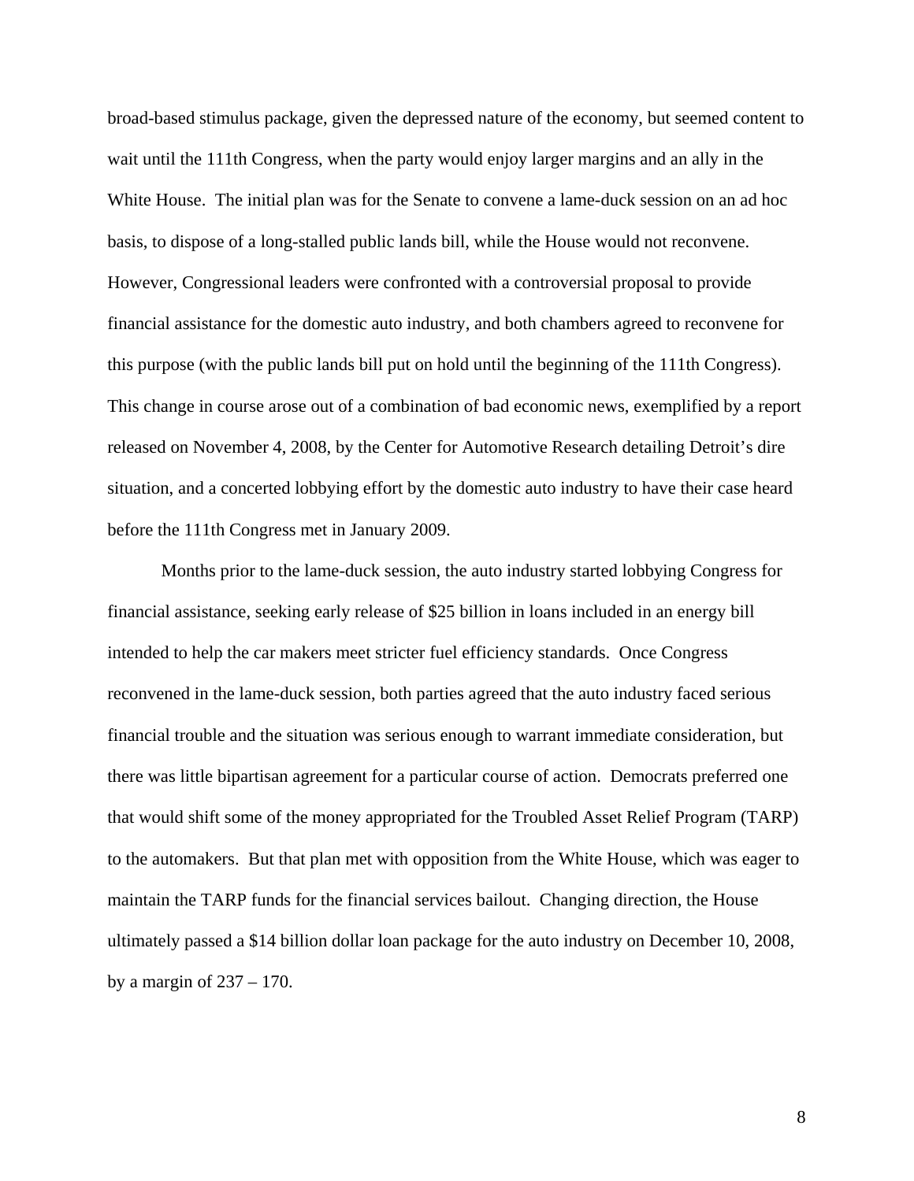broad-based stimulus package, given the depressed nature of the economy, but seemed content to wait until the 111th Congress, when the party would enjoy larger margins and an ally in the White House. The initial plan was for the Senate to convene a lame-duck session on an ad hoc basis, to dispose of a long-stalled public lands bill, while the House would not reconvene. However, Congressional leaders were confronted with a controversial proposal to provide financial assistance for the domestic auto industry, and both chambers agreed to reconvene for this purpose (with the public lands bill put on hold until the beginning of the 111th Congress). This change in course arose out of a combination of bad economic news, exemplified by a report released on November 4, 2008, by the Center for Automotive Research detailing Detroit's dire situation, and a concerted lobbying effort by the domestic auto industry to have their case heard before the 111th Congress met in January 2009.

Months prior to the lame-duck session, the auto industry started lobbying Congress for financial assistance, seeking early release of $25 billion in loans included in an energy bill intended to help the car makers meet stricter fuel efficiency standards. Once Congress reconvened in the lame-duck session, both parties agreed that the auto industry faced serious financial trouble and the situation was serious enough to warrant immediate consideration, but there was little bipartisan agreement for a particular course of action. Democrats preferred one that would shift some of the money appropriated for the Troubled Asset Relief Program (TARP) to the automakers. But that plan met with opposition from the White House, which was eager to maintain the TARP funds for the financial services bailout. Changing direction, the House ultimately passed a $14 billion dollar loan package for the auto industry on December 10, 2008, by a margin of 237 – 170.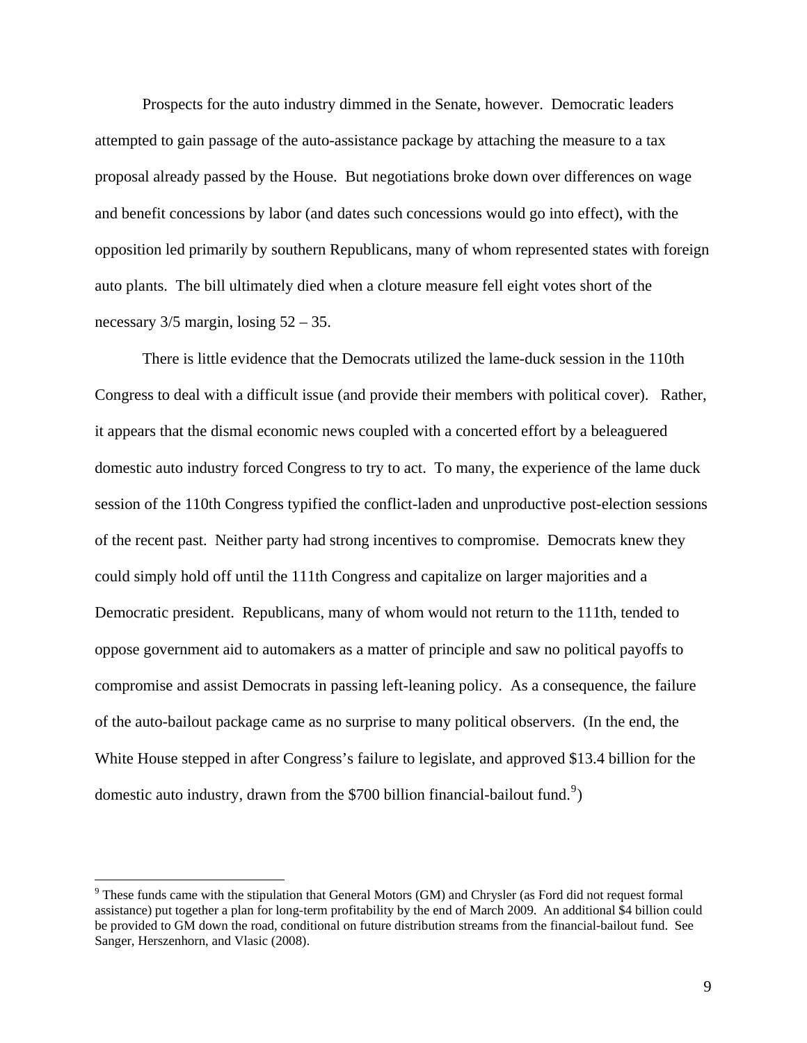Prospects for the auto industry dimmed in the Senate, however. Democratic leaders attempted to gain passage of the auto-assistance package by attaching the measure to a tax proposal already passed by the House. But negotiations broke down over differences on wage and benefit concessions by labor (and dates such concessions would go into effect), with the opposition led primarily by southern Republicans, many of whom represented states with foreign auto plants. The bill ultimately died when a cloture measure fell eight votes short of the necessary 3/5 margin, losing 52 – 35.

There is little evidence that the Democrats utilized the lame-duck session in the 110th Congress to deal with a difficult issue (and provide their members with political cover). Rather, it appears that the dismal economic news coupled with a concerted effort by a beleaguered domestic auto industry forced Congress to try to act. To many, the experience of the lame duck session of the 110th Congress typified the conflict-laden and unproductive post-election sessions of the recent past. Neither party had strong incentives to compromise. Democrats knew they could simply hold off until the 111th Congress and capitalize on larger majorities and a Democratic president. Republicans, many of whom would not return to the 111th, tended to oppose government aid to automakers as a matter of principle and saw no political payoffs to compromise and assist Democrats in passing left-leaning policy. As a consequence, the failure of the auto-bailout package came as no surprise to many political observers. (In the end, the White House stepped in after Congress's failure to legislate, and approved $13.4 billion for the domestic auto industry, drawn from the $700 billion financial-bailout fund.[9])

[9] These funds came with the stipulation that General Motors (GM) and Chrysler (as Ford did not request formal assistance) put together a plan for long-term profitability by the end of March 2009. An additional $4 billion could be provided to GM down the road, conditional on future distribution streams from the financial-bailout fund. See Sanger, Herszenhorn, and Vlasic (2008).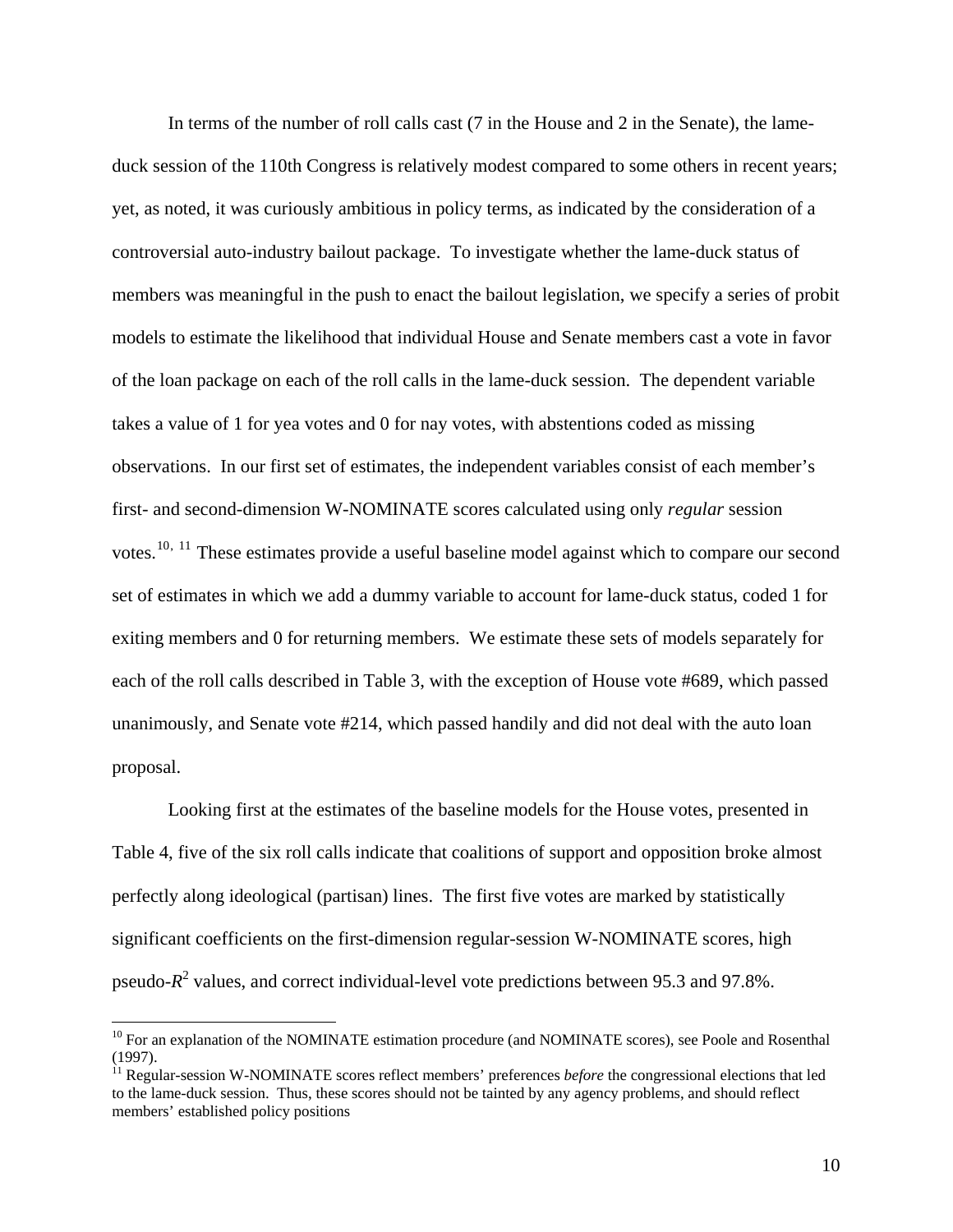In terms of the number of roll calls cast (7 in the House and 2 in the Senate), the lame-duck session of the 110th Congress is relatively modest compared to some others in recent years; yet, as noted, it was curiously ambitious in policy terms, as indicated by the consideration of a controversial auto-industry bailout package. To investigate whether the lame-duck status of members was meaningful in the push to enact the bailout legislation, we specify a series of probit models to estimate the likelihood that individual House and Senate members cast a vote in favor of the loan package on each of the roll calls in the lame-duck session. The dependent variable takes a value of 1 for yea votes and 0 for nay votes, with abstentions coded as missing observations. In our first set of estimates, the independent variables consist of each member's first- and second-dimension W-NOMINATE scores calculated using only *regular* session votes.[10, 11] These estimates provide a useful baseline model against which to compare our second set of estimates in which we add a dummy variable to account for lame-duck status, coded 1 for exiting members and 0 for returning members. We estimate these sets of models separately for each of the roll calls described in Table 3, with the exception of House vote #689, which passed unanimously, and Senate vote #214, which passed handily and did not deal with the auto loan proposal.

Looking first at the estimates of the baseline models for the House votes, presented in Table 4, five of the six roll calls indicate that coalitions of support and opposition broke almost perfectly along ideological (partisan) lines. The first five votes are marked by statistically significant coefficients on the first-dimension regular-session W-NOMINATE scores, high pseudo-$R^2$ values, and correct individual-level vote predictions between 95.3 and 97.8%.

---

[10] For an explanation of the NOMINATE estimation procedure (and NOMINATE scores), see Poole and Rosenthal (1997).

[11] Regular-session W-NOMINATE scores reflect members' preferences *before* the congressional elections that led to the lame-duck session. Thus, these scores should not be tainted by any agency problems, and should reflect members' established policy positions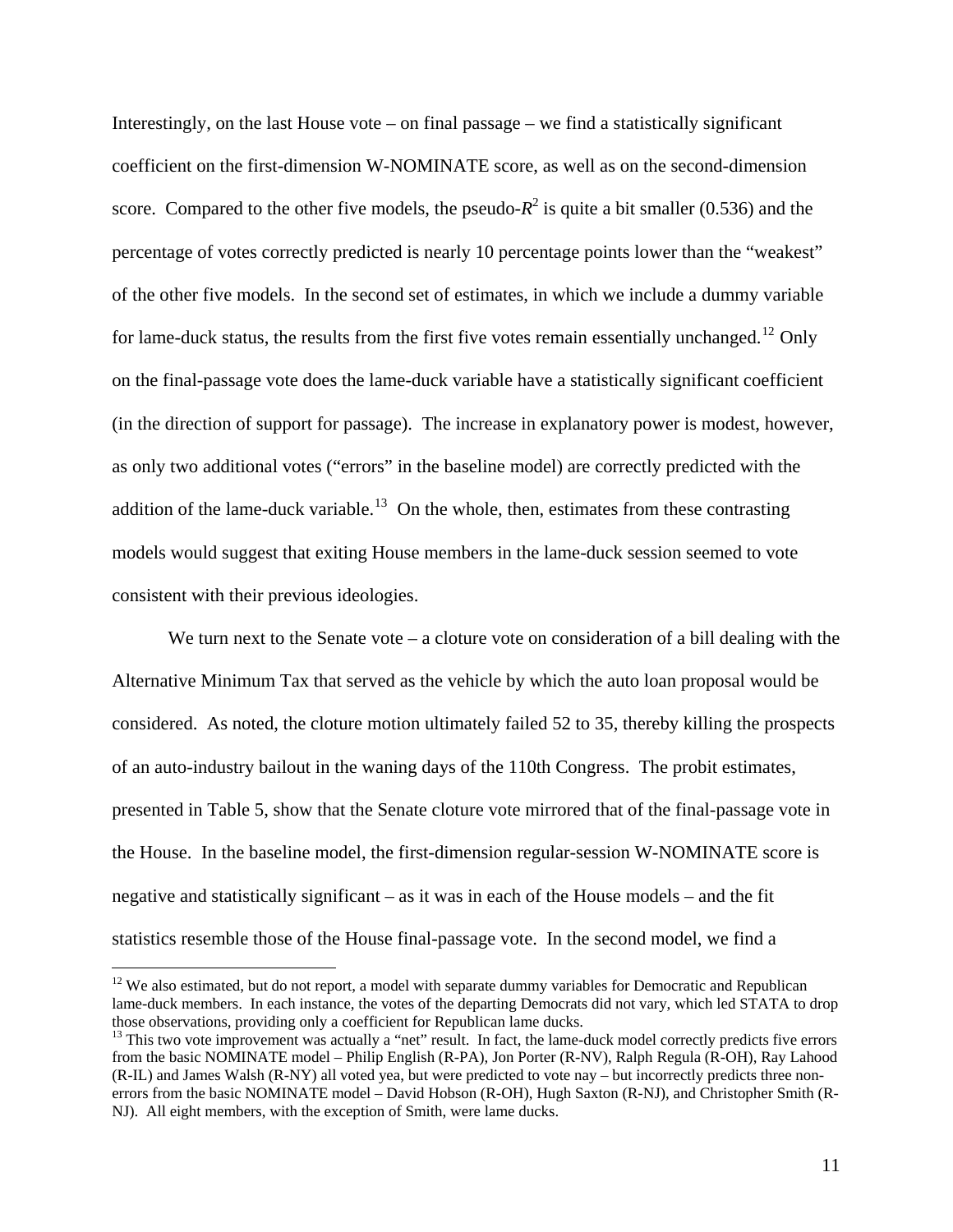Interestingly, on the last House vote – on final passage – we find a statistically significant coefficient on the first-dimension W-NOMINATE score, as well as on the second-dimension score. Compared to the other five models, the pseudo-$R^2$ is quite a bit smaller (0.536) and the percentage of votes correctly predicted is nearly 10 percentage points lower than the "weakest" of the other five models. In the second set of estimates, in which we include a dummy variable for lame-duck status, the results from the first five votes remain essentially unchanged.[12] Only on the final-passage vote does the lame-duck variable have a statistically significant coefficient (in the direction of support for passage). The increase in explanatory power is modest, however, as only two additional votes ("errors" in the baseline model) are correctly predicted with the addition of the lame-duck variable.[13] On the whole, then, estimates from these contrasting models would suggest that exiting House members in the lame-duck session seemed to vote consistent with their previous ideologies.

We turn next to the Senate vote – a cloture vote on consideration of a bill dealing with the Alternative Minimum Tax that served as the vehicle by which the auto loan proposal would be considered. As noted, the cloture motion ultimately failed 52 to 35, thereby killing the prospects of an auto-industry bailout in the waning days of the 110th Congress. The probit estimates, presented in Table 5, show that the Senate cloture vote mirrored that of the final-passage vote in the House. In the baseline model, the first-dimension regular-session W-NOMINATE score is negative and statistically significant – as it was in each of the House models – and the fit statistics resemble those of the House final-passage vote. In the second model, we find a

---

[12] We also estimated, but do not report, a model with separate dummy variables for Democratic and Republican lame-duck members. In each instance, the votes of the departing Democrats did not vary, which led STATA to drop those observations, providing only a coefficient for Republican lame ducks.

[13] This two vote improvement was actually a "net" result. In fact, the lame-duck model correctly predicts five errors from the basic NOMINATE model – Philip English (R-PA), Jon Porter (R-NV), Ralph Regula (R-OH), Ray Lahood (R-IL) and James Walsh (R-NY) all voted yea, but were predicted to vote nay – but incorrectly predicts three non-errors from the basic NOMINATE model – David Hobson (R-OH), Hugh Saxton (R-NJ), and Christopher Smith (R-NJ). All eight members, with the exception of Smith, were lame ducks.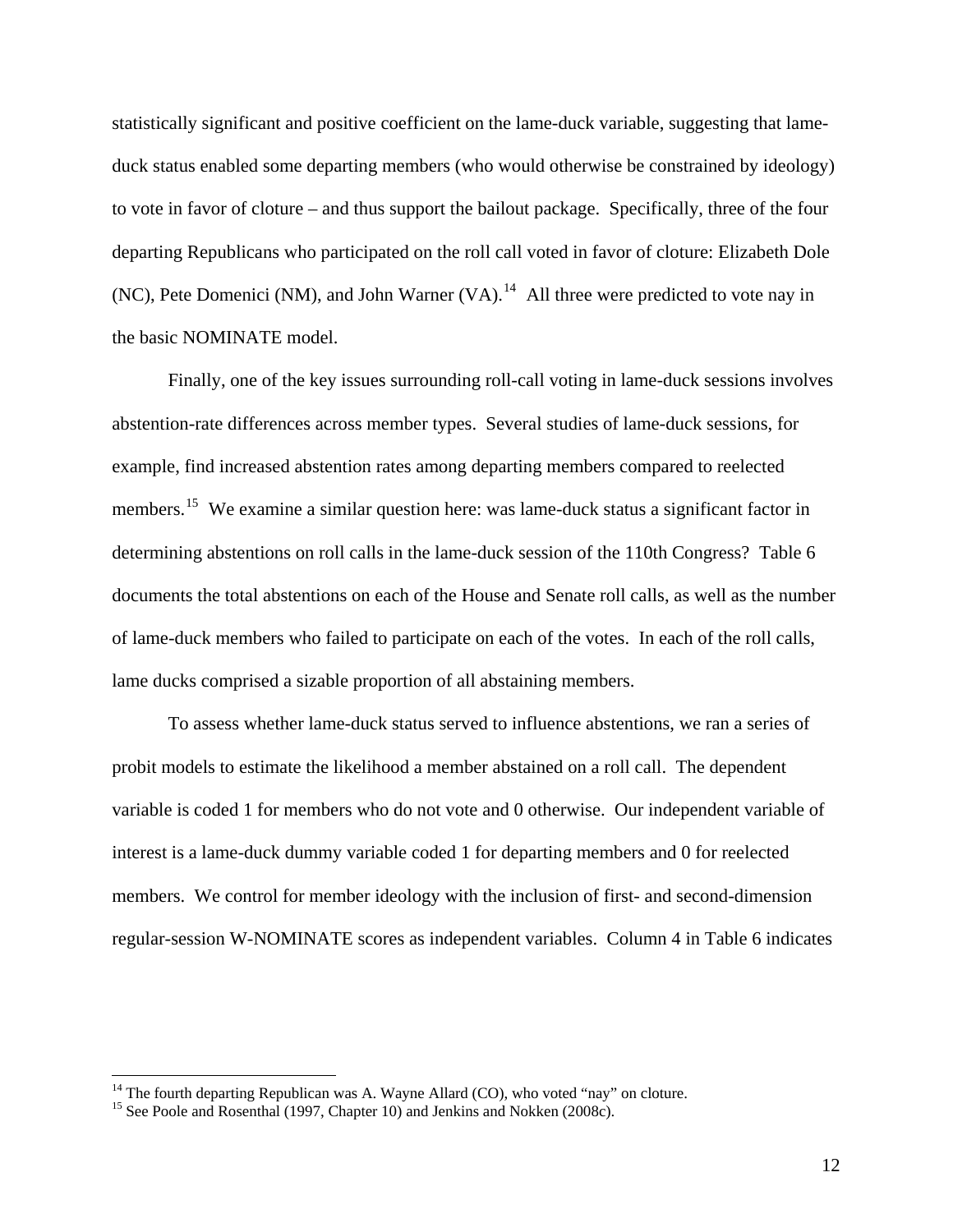statistically significant and positive coefficient on the lame-duck variable, suggesting that lame-duck status enabled some departing members (who would otherwise be constrained by ideology) to vote in favor of cloture – and thus support the bailout package. Specifically, three of the four departing Republicans who participated on the roll call voted in favor of cloture: Elizabeth Dole (NC), Pete Domenici (NM), and John Warner (VA).[14] All three were predicted to vote nay in the basic NOMINATE model.

Finally, one of the key issues surrounding roll-call voting in lame-duck sessions involves abstention-rate differences across member types. Several studies of lame-duck sessions, for example, find increased abstention rates among departing members compared to reelected members.[15] We examine a similar question here: was lame-duck status a significant factor in determining abstentions on roll calls in the lame-duck session of the 110th Congress? Table 6 documents the total abstentions on each of the House and Senate roll calls, as well as the number of lame-duck members who failed to participate on each of the votes. In each of the roll calls, lame ducks comprised a sizable proportion of all abstaining members.

To assess whether lame-duck status served to influence abstentions, we ran a series of probit models to estimate the likelihood a member abstained on a roll call. The dependent variable is coded 1 for members who do not vote and 0 otherwise. Our independent variable of interest is a lame-duck dummy variable coded 1 for departing members and 0 for reelected members. We control for member ideology with the inclusion of first- and second-dimension regular-session W-NOMINATE scores as independent variables. Column 4 in Table 6 indicates

[14] The fourth departing Republican was A. Wayne Allard (CO), who voted "nay" on cloture.

[15] See Poole and Rosenthal (1997, Chapter 10) and Jenkins and Nokken (2008c).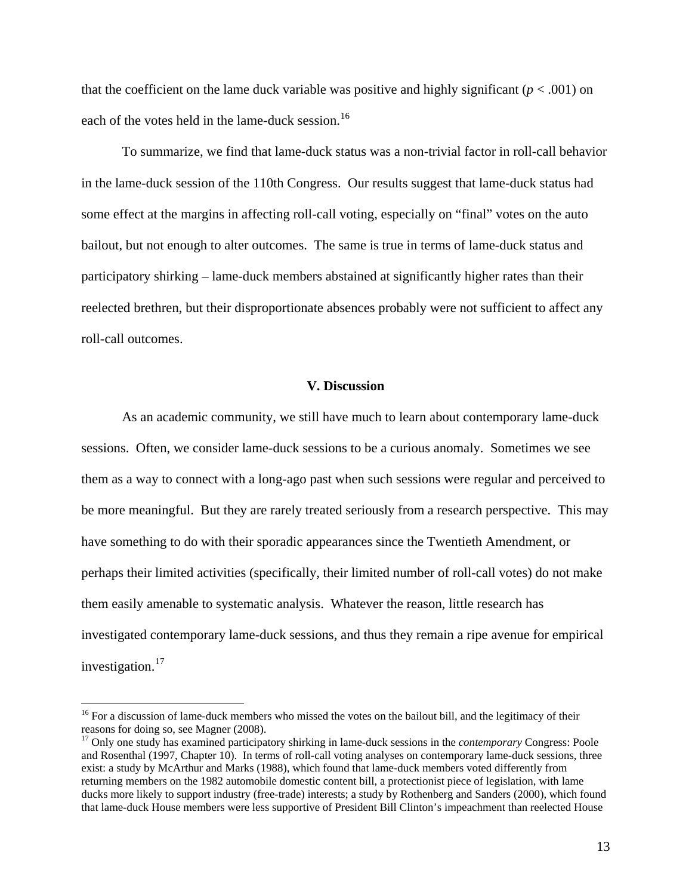that the coefficient on the lame duck variable was positive and highly significant ($p < .001$) on each of the votes held in the lame-duck session.[16]

To summarize, we find that lame-duck status was a non-trivial factor in roll-call behavior in the lame-duck session of the 110th Congress. Our results suggest that lame-duck status had some effect at the margins in affecting roll-call voting, especially on "final" votes on the auto bailout, but not enough to alter outcomes. The same is true in terms of lame-duck status and participatory shirking – lame-duck members abstained at significantly higher rates than their reelected brethren, but their disproportionate absences probably were not sufficient to affect any roll-call outcomes.

## V. Discussion

As an academic community, we still have much to learn about contemporary lame-duck sessions. Often, we consider lame-duck sessions to be a curious anomaly. Sometimes we see them as a way to connect with a long-ago past when such sessions were regular and perceived to be more meaningful. But they are rarely treated seriously from a research perspective. This may have something to do with their sporadic appearances since the Twentieth Amendment, or perhaps their limited activities (specifically, their limited number of roll-call votes) do not make them easily amenable to systematic analysis. Whatever the reason, little research has investigated contemporary lame-duck sessions, and thus they remain a ripe avenue for empirical investigation.[17]

---

[16] For a discussion of lame-duck members who missed the votes on the bailout bill, and the legitimacy of their reasons for doing so, see Magner (2008).

[17] Only one study has examined participatory shirking in lame-duck sessions in the *contemporary* Congress: Poole and Rosenthal (1997, Chapter 10). In terms of roll-call voting analyses on contemporary lame-duck sessions, three exist: a study by McArthur and Marks (1988), which found that lame-duck members voted differently from returning members on the 1982 automobile domestic content bill, a protectionist piece of legislation, with lame ducks more likely to support industry (free-trade) interests; a study by Rothenberg and Sanders (2000), which found that lame-duck House members were less supportive of President Bill Clinton's impeachment than reelected House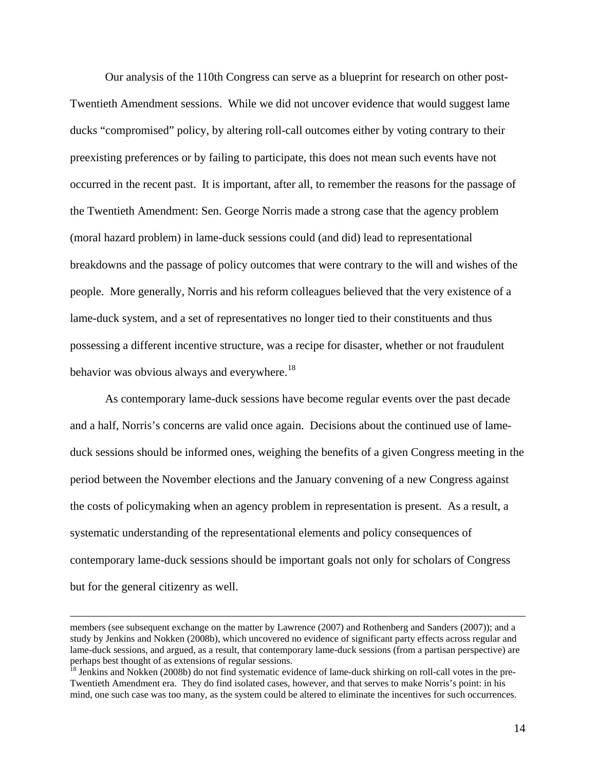Our analysis of the 110th Congress can serve as a blueprint for research on other post-Twentieth Amendment sessions. While we did not uncover evidence that would suggest lame ducks "compromised" policy, by altering roll-call outcomes either by voting contrary to their preexisting preferences or by failing to participate, this does not mean such events have not occurred in the recent past. It is important, after all, to remember the reasons for the passage of the Twentieth Amendment: Sen. George Norris made a strong case that the agency problem (moral hazard problem) in lame-duck sessions could (and did) lead to representational breakdowns and the passage of policy outcomes that were contrary to the will and wishes of the people. More generally, Norris and his reform colleagues believed that the very existence of a lame-duck system, and a set of representatives no longer tied to their constituents and thus possessing a different incentive structure, was a recipe for disaster, whether or not fraudulent behavior was obvious always and everywhere.[18]

As contemporary lame-duck sessions have become regular events over the past decade and a half, Norris's concerns are valid once again. Decisions about the continued use of lame-duck sessions should be informed ones, weighing the benefits of a given Congress meeting in the period between the November elections and the January convening of a new Congress against the costs of policymaking when an agency problem in representation is present. As a result, a systematic understanding of the representational elements and policy consequences of contemporary lame-duck sessions should be important goals not only for scholars of Congress but for the general citizenry as well.

---

members (see subsequent exchange on the matter by Lawrence (2007) and Rothenberg and Sanders (2007)); and a study by Jenkins and Nokken (2008b), which uncovered no evidence of significant party effects across regular and lame-duck sessions, and argued, as a result, that contemporary lame-duck sessions (from a partisan perspective) are perhaps best thought of as extensions of regular sessions.

[18] Jenkins and Nokken (2008b) do not find systematic evidence of lame-duck shirking on roll-call votes in the pre-Twentieth Amendment era. They do find isolated cases, however, and that serves to make Norris's point: in his mind, one such case was too many, as the system could be altered to eliminate the incentives for such occurrences.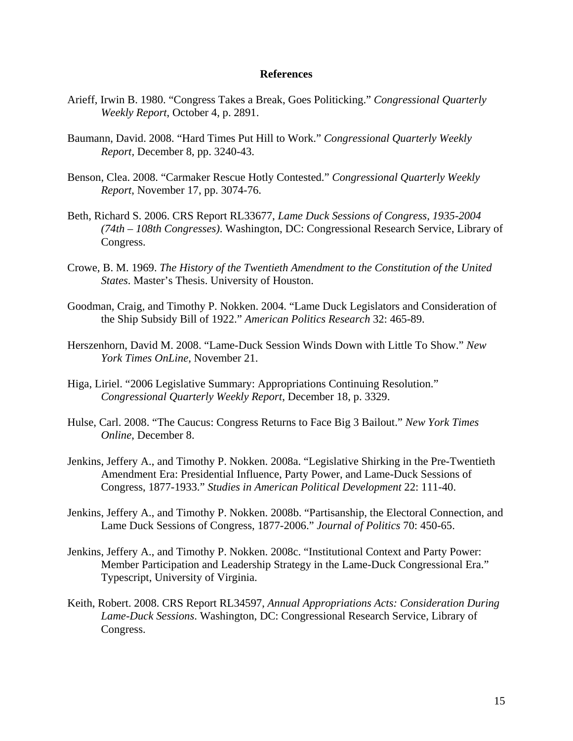## References

Arieff, Irwin B. 1980. "Congress Takes a Break, Goes Politicking." *Congressional Quarterly Weekly Report*, October 4, p. 2891.

Baumann, David. 2008. "Hard Times Put Hill to Work." *Congressional Quarterly Weekly Report*, December 8, pp. 3240-43.

Benson, Clea. 2008. "Carmaker Rescue Hotly Contested." *Congressional Quarterly Weekly Report*, November 17, pp. 3074-76.

Beth, Richard S. 2006. CRS Report RL33677, *Lame Duck Sessions of Congress, 1935-2004 (74th – 108th Congresses)*. Washington, DC: Congressional Research Service, Library of Congress.

Crowe, B. M. 1969. *The History of the Twentieth Amendment to the Constitution of the United States*. Master's Thesis. University of Houston.

Goodman, Craig, and Timothy P. Nokken. 2004. "Lame Duck Legislators and Consideration of the Ship Subsidy Bill of 1922." *American Politics Research* 32: 465-89.

Herszenhorn, David M. 2008. "Lame-Duck Session Winds Down with Little To Show." *New York Times OnLine*, November 21.

Higa, Liriel. "2006 Legislative Summary: Appropriations Continuing Resolution." *Congressional Quarterly Weekly Report*, December 18, p. 3329.

Hulse, Carl. 2008. "The Caucus: Congress Returns to Face Big 3 Bailout." *New York Times Online*, December 8.

Jenkins, Jeffery A., and Timothy P. Nokken. 2008a. "Legislative Shirking in the Pre-Twentieth Amendment Era: Presidential Influence, Party Power, and Lame-Duck Sessions of Congress, 1877-1933." *Studies in American Political Development* 22: 111-40.

Jenkins, Jeffery A., and Timothy P. Nokken. 2008b. "Partisanship, the Electoral Connection, and Lame Duck Sessions of Congress, 1877-2006." *Journal of Politics* 70: 450-65.

Jenkins, Jeffery A., and Timothy P. Nokken. 2008c. "Institutional Context and Party Power: Member Participation and Leadership Strategy in the Lame-Duck Congressional Era." Typescript, University of Virginia.

Keith, Robert. 2008. CRS Report RL34597, *Annual Appropriations Acts: Consideration During Lame-Duck Sessions*. Washington, DC: Congressional Research Service, Library of Congress.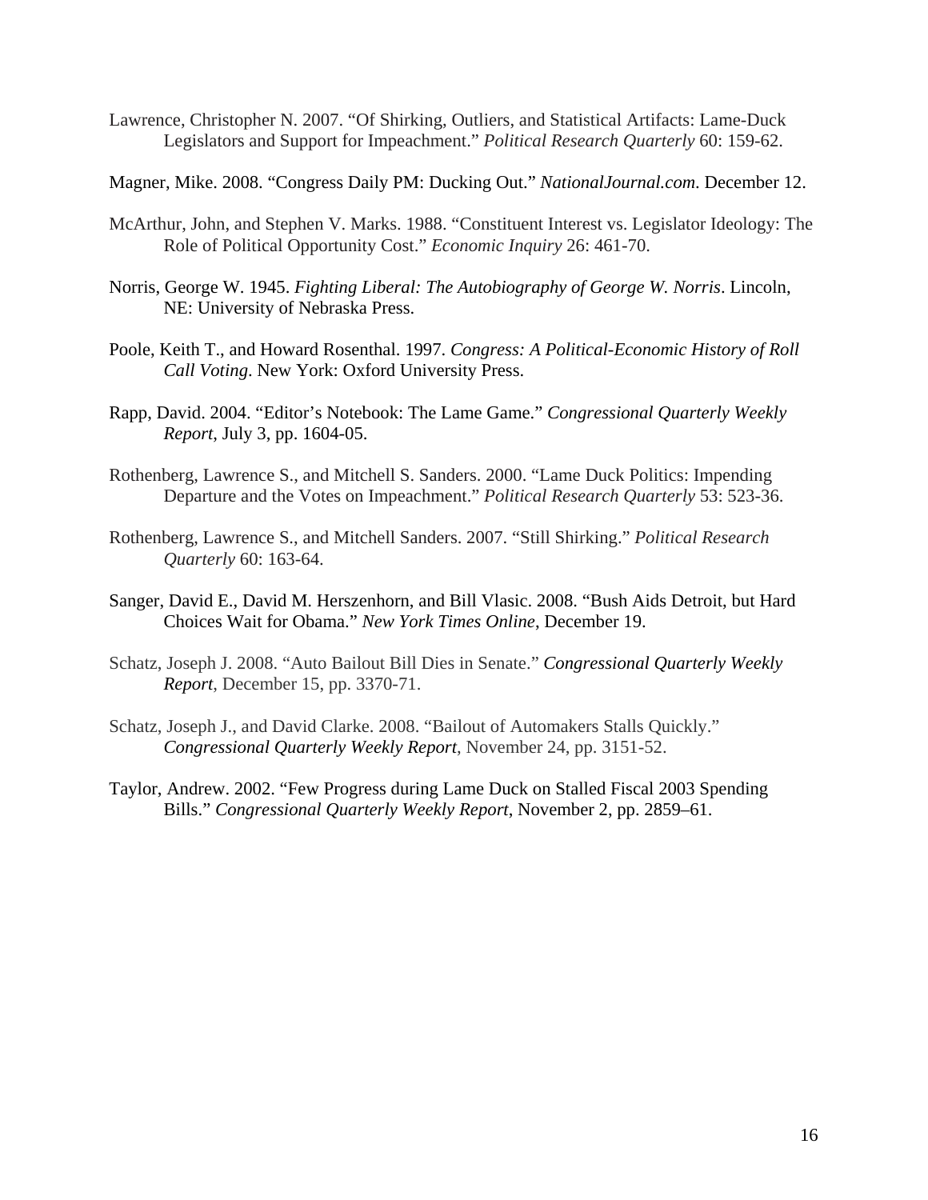Lawrence, Christopher N. 2007. "Of Shirking, Outliers, and Statistical Artifacts: Lame-Duck Legislators and Support for Impeachment." *Political Research Quarterly* 60: 159-62.

Magner, Mike. 2008. "Congress Daily PM: Ducking Out." *NationalJournal.com*. December 12.

McArthur, John, and Stephen V. Marks. 1988. "Constituent Interest vs. Legislator Ideology: The Role of Political Opportunity Cost." *Economic Inquiry* 26: 461-70.

Norris, George W. 1945. *Fighting Liberal: The Autobiography of George W. Norris*. Lincoln, NE: University of Nebraska Press.

Poole, Keith T., and Howard Rosenthal. 1997. *Congress: A Political-Economic History of Roll Call Voting*. New York: Oxford University Press.

Rapp, David. 2004. "Editor's Notebook: The Lame Game." *Congressional Quarterly Weekly Report*, July 3, pp. 1604-05.

Rothenberg, Lawrence S., and Mitchell S. Sanders. 2000. "Lame Duck Politics: Impending Departure and the Votes on Impeachment." *Political Research Quarterly* 53: 523-36.

Rothenberg, Lawrence S., and Mitchell Sanders. 2007. "Still Shirking." *Political Research Quarterly* 60: 163-64.

Sanger, David E., David M. Herszenhorn, and Bill Vlasic. 2008. "Bush Aids Detroit, but Hard Choices Wait for Obama." *New York Times Online*, December 19.

Schatz, Joseph J. 2008. "Auto Bailout Bill Dies in Senate." *Congressional Quarterly Weekly Report*, December 15, pp. 3370-71.

Schatz, Joseph J., and David Clarke. 2008. "Bailout of Automakers Stalls Quickly." *Congressional Quarterly Weekly Report*, November 24, pp. 3151-52.

Taylor, Andrew. 2002. "Few Progress during Lame Duck on Stalled Fiscal 2003 Spending Bills." *Congressional Quarterly Weekly Report*, November 2, pp. 2859–61.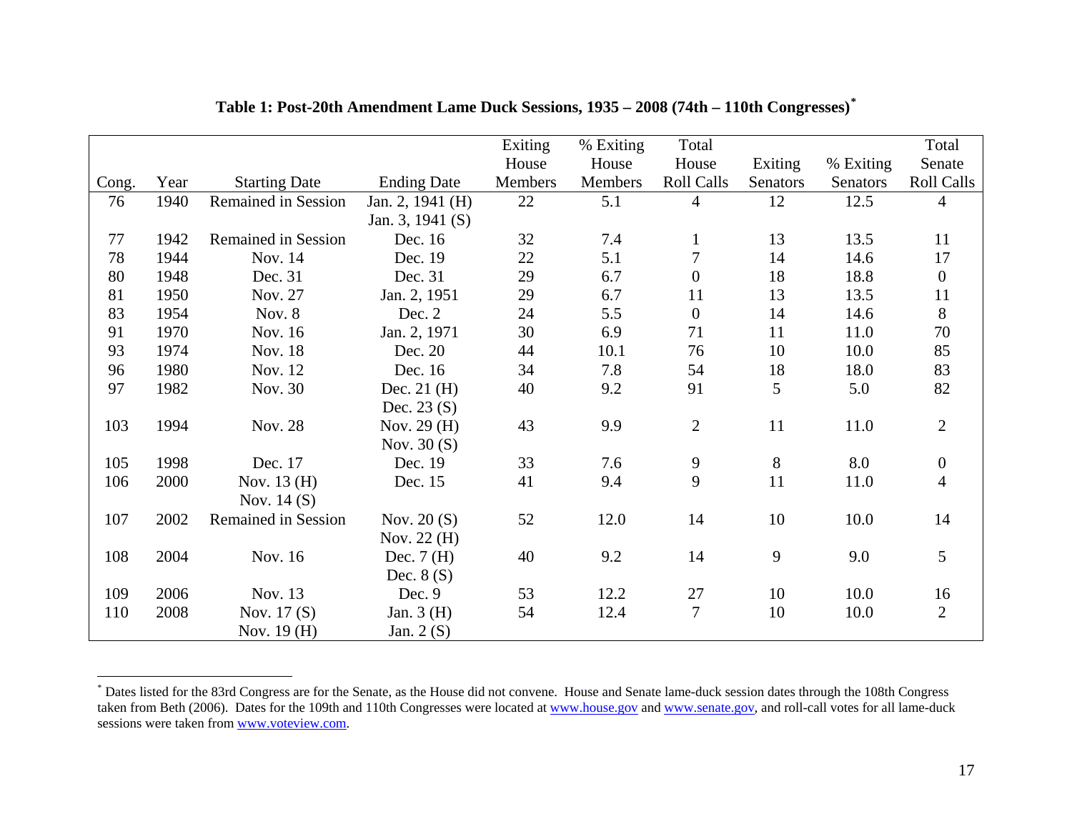**Table 1: Post-20th Amendment Lame Duck Sessions, 1935 – 2008 (74th – 110th Congresses)***

| Cong. | Year | Starting Date | Ending Date | Exiting House Members | % Exiting House Members | Total House Roll Calls | Exiting Senators | % Exiting Senators | Total Senate Roll Calls |
|---|---|---|---|---|---|---|---|---|---|
| 76 | 1940 | Remained in Session | Jan. 2, 1941 (H) Jan. 3, 1941 (S) | 22 | 5.1 | 4 | 12 | 12.5 | 4 |
| 77 | 1942 | Remained in Session | Dec. 16 | 32 | 7.4 | 1 | 13 | 13.5 | 11 |
| 78 | 1944 | Nov. 14 | Dec. 19 | 22 | 5.1 | 7 | 14 | 14.6 | 17 |
| 80 | 1948 | Dec. 31 | Dec. 31 | 29 | 6.7 | 0 | 18 | 18.8 | 0 |
| 81 | 1950 | Nov. 27 | Jan. 2, 1951 | 29 | 6.7 | 11 | 13 | 13.5 | 11 |
| 83 | 1954 | Nov. 8 | Dec. 2 | 24 | 5.5 | 0 | 14 | 14.6 | 8 |
| 91 | 1970 | Nov. 16 | Jan. 2, 1971 | 30 | 6.9 | 71 | 11 | 11.0 | 70 |
| 93 | 1974 | Nov. 18 | Dec. 20 | 44 | 10.1 | 76 | 10 | 10.0 | 85 |
| 96 | 1980 | Nov. 12 | Dec. 16 | 34 | 7.8 | 54 | 18 | 18.0 | 83 |
| 97 | 1982 | Nov. 30 | Dec. 21 (H) Dec. 23 (S) | 40 | 9.2 | 91 | 5 | 5.0 | 82 |
| 103 | 1994 | Nov. 28 | Nov. 29 (H) Nov. 30 (S) | 43 | 9.9 | 2 | 11 | 11.0 | 2 |
| 105 | 1998 | Dec. 17 | Dec. 19 | 33 | 7.6 | 9 | 8 | 8.0 | 0 |
| 106 | 2000 | Nov. 13 (H) Nov. 14 (S) | Dec. 15 | 41 | 9.4 | 9 | 11 | 11.0 | 4 |
| 107 | 2002 | Remained in Session | Nov. 20 (S) Nov. 22 (H) | 52 | 12.0 | 14 | 10 | 10.0 | 14 |
| 108 | 2004 | Nov. 16 | Dec. 7 (H) Dec. 8 (S) | 40 | 9.2 | 14 | 9 | 9.0 | 5 |
| 109 | 2006 | Nov. 13 | Dec. 9 | 53 | 12.2 | 27 | 10 | 10.0 | 16 |
| 110 | 2008 | Nov. 17 (S) Nov. 19 (H) | Jan. 3 (H) Jan. 2 (S) | 54 | 12.4 | 7 | 10 | 10.0 | 2 |

* Dates listed for the 83rd Congress are for the Senate, as the House did not convene. House and Senate lame-duck session dates through the 108th Congress taken from Beth (2006). Dates for the 109th and 110th Congresses were located at www.house.gov and www.senate.gov, and roll-call votes for all lame-duck sessions were taken from www.voteview.com.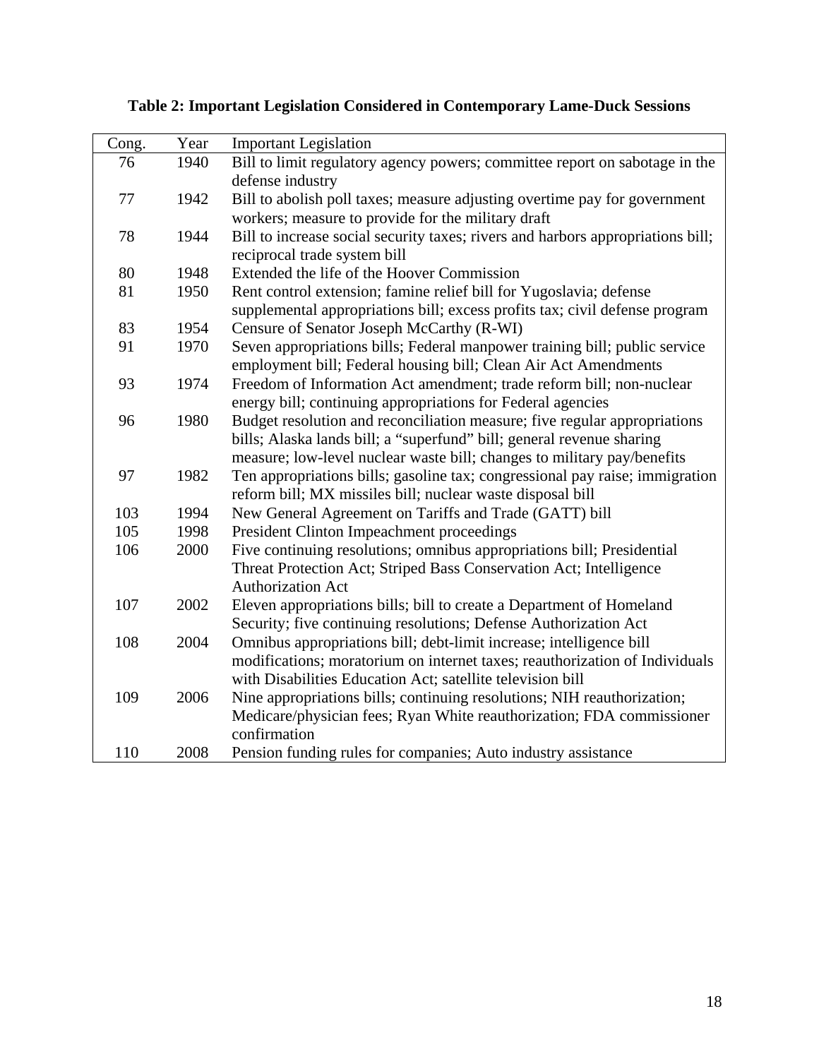**Table 2: Important Legislation Considered in Contemporary Lame-Duck Sessions**

| Cong. | Year | Important Legislation |
|---|---|---|
| 76 | 1940 | Bill to limit regulatory agency powers; committee report on sabotage in the defense industry |
| 77 | 1942 | Bill to abolish poll taxes; measure adjusting overtime pay for government workers; measure to provide for the military draft |
| 78 | 1944 | Bill to increase social security taxes; rivers and harbors appropriations bill; reciprocal trade system bill |
| 80 | 1948 | Extended the life of the Hoover Commission |
| 81 | 1950 | Rent control extension; famine relief bill for Yugoslavia; defense supplemental appropriations bill; excess profits tax; civil defense program |
| 83 | 1954 | Censure of Senator Joseph McCarthy (R-WI) |
| 91 | 1970 | Seven appropriations bills; Federal manpower training bill; public service employment bill; Federal housing bill; Clean Air Act Amendments |
| 93 | 1974 | Freedom of Information Act amendment; trade reform bill; non-nuclear energy bill; continuing appropriations for Federal agencies |
| 96 | 1980 | Budget resolution and reconciliation measure; five regular appropriations bills; Alaska lands bill; a "superfund" bill; general revenue sharing measure; low-level nuclear waste bill; changes to military pay/benefits |
| 97 | 1982 | Ten appropriations bills; gasoline tax; congressional pay raise; immigration reform bill; MX missiles bill; nuclear waste disposal bill |
| 103 | 1994 | New General Agreement on Tariffs and Trade (GATT) bill |
| 105 | 1998 | President Clinton Impeachment proceedings |
| 106 | 2000 | Five continuing resolutions; omnibus appropriations bill; Presidential Threat Protection Act; Striped Bass Conservation Act; Intelligence Authorization Act |
| 107 | 2002 | Eleven appropriations bills; bill to create a Department of Homeland Security; five continuing resolutions; Defense Authorization Act |
| 108 | 2004 | Omnibus appropriations bill; debt-limit increase; intelligence bill modifications; moratorium on internet taxes; reauthorization of Individuals with Disabilities Education Act; satellite television bill |
| 109 | 2006 | Nine appropriations bills; continuing resolutions; NIH reauthorization; Medicare/physician fees; Ryan White reauthorization; FDA commissioner confirmation |
| 110 | 2008 | Pension funding rules for companies; Auto industry assistance |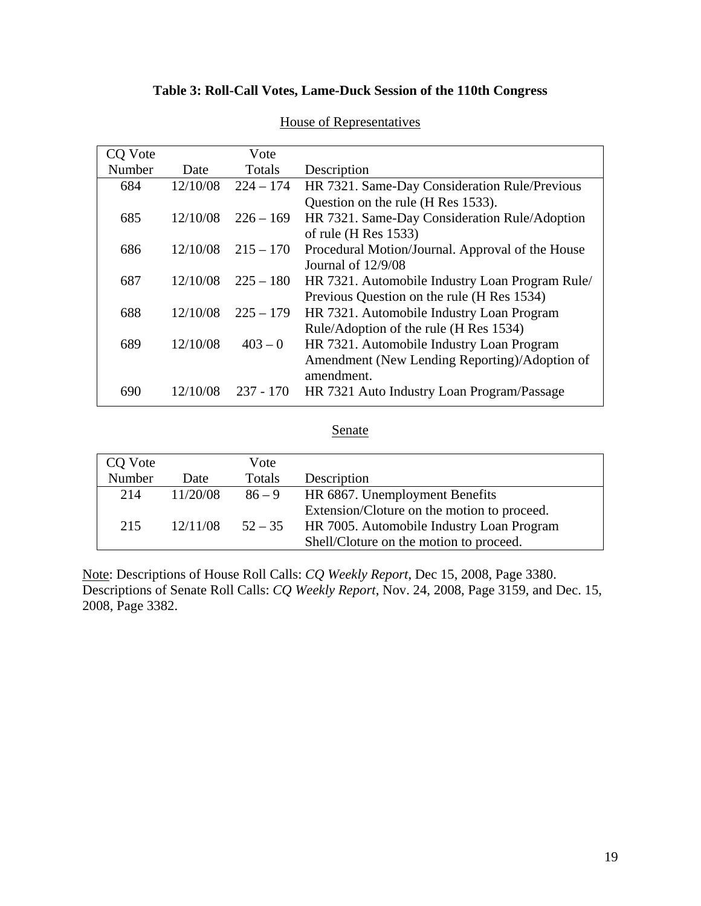**Table 3: Roll-Call Votes, Lame-Duck Session of the 110th Congress**

House of Representatives

| CQ Vote Number | Date | Vote Totals | Description |
|---|---|---|---|
| 684 | 12/10/08 | 224 – 174 | HR 7321. Same-Day Consideration Rule/Previous Question on the rule (H Res 1533). |
| 685 | 12/10/08 | 226 – 169 | HR 7321. Same-Day Consideration Rule/Adoption of rule (H Res 1533) |
| 686 | 12/10/08 | 215 – 170 | Procedural Motion/Journal. Approval of the House Journal of 12/9/08 |
| 687 | 12/10/08 | 225 – 180 | HR 7321. Automobile Industry Loan Program Rule/ Previous Question on the rule (H Res 1534) |
| 688 | 12/10/08 | 225 – 179 | HR 7321. Automobile Industry Loan Program Rule/Adoption of the rule (H Res 1534) |
| 689 | 12/10/08 | 403 – 0 | HR 7321. Automobile Industry Loan Program Amendment (New Lending Reporting)/Adoption of amendment. |
| 690 | 12/10/08 | 237 - 170 | HR 7321 Auto Industry Loan Program/Passage |

Senate

| CQ Vote Number | Date | Vote Totals | Description |
|---|---|---|---|
| 214 | 11/20/08 | 86 – 9 | HR 6867. Unemployment Benefits Extension/Cloture on the motion to proceed. |
| 215 | 12/11/08 | 52 – 35 | HR 7005. Automobile Industry Loan Program Shell/Cloture on the motion to proceed. |

Note: Descriptions of House Roll Calls: *CQ Weekly Report*, Dec 15, 2008, Page 3380. Descriptions of Senate Roll Calls: *CQ Weekly Report*, Nov. 24, 2008, Page 3159, and Dec. 15, 2008, Page 3382.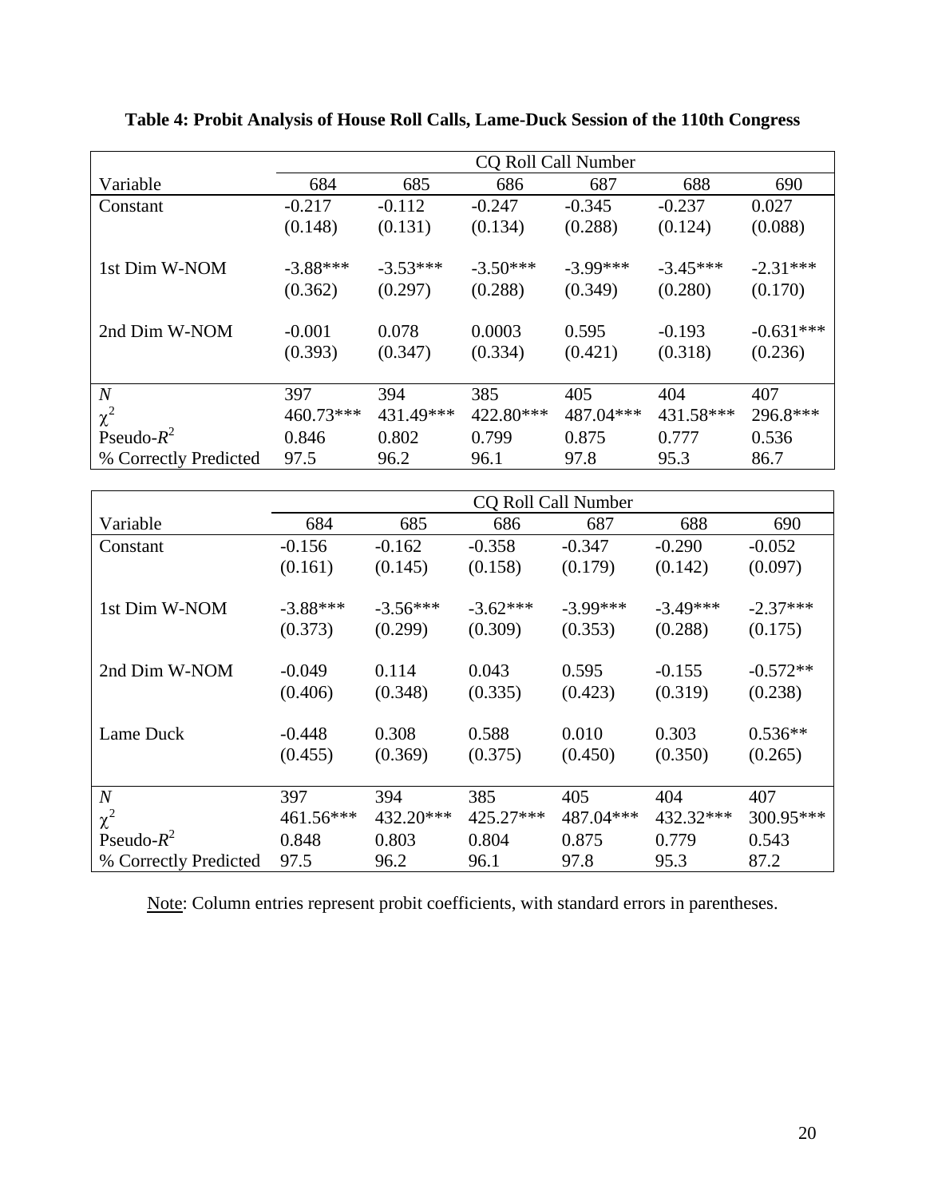**Table 4: Probit Analysis of House Roll Calls, Lame-Duck Session of the 110th Congress**

| | CQ Roll Call Number | | | | | |
|---|---|---|---|---|---|---|
| Variable | 684 | 685 | 686 | 687 | 688 | 690 |
| Constant | -0.217 | -0.112 | -0.247 | -0.345 | -0.237 | 0.027 |
| | (0.148) | (0.131) | (0.134) | (0.288) | (0.124) | (0.088) |
| 1st Dim W-NOM | -3.88*** | -3.53*** | -3.50*** | -3.99*** | -3.45*** | -2.31*** |
| | (0.362) | (0.297) | (0.288) | (0.349) | (0.280) | (0.170) |
| 2nd Dim W-NOM | -0.001 | 0.078 | 0.0003 | 0.595 | -0.193 | -0.631*** |
| | (0.393) | (0.347) | (0.334) | (0.421) | (0.318) | (0.236) |
| *N* | 397 | 394 | 385 | 405 | 404 | 407 |
| $\chi^2$ | 460.73*** | 431.49*** | 422.80*** | 487.04*** | 431.58*** | 296.8*** |
| Pseudo-$R^2$ | 0.846 | 0.802 | 0.799 | 0.875 | 0.777 | 0.536 |
| % Correctly Predicted | 97.5 | 96.2 | 96.1 | 97.8 | 95.3 | 86.7 |

| | CQ Roll Call Number | | | | | |
|---|---|---|---|---|---|---|
| Variable | 684 | 685 | 686 | 687 | 688 | 690 |
| Constant | -0.156 | -0.162 | -0.358 | -0.347 | -0.290 | -0.052 |
| | (0.161) | (0.145) | (0.158) | (0.179) | (0.142) | (0.097) |
| 1st Dim W-NOM | -3.88*** | -3.56*** | -3.62*** | -3.99*** | -3.49*** | -2.37*** |
| | (0.373) | (0.299) | (0.309) | (0.353) | (0.288) | (0.175) |
| 2nd Dim W-NOM | -0.049 | 0.114 | 0.043 | 0.595 | -0.155 | -0.572** |
| | (0.406) | (0.348) | (0.335) | (0.423) | (0.319) | (0.238) |
| Lame Duck | -0.448 | 0.308 | 0.588 | 0.010 | 0.303 | 0.536** |
| | (0.455) | (0.369) | (0.375) | (0.450) | (0.350) | (0.265) |
| *N* | 397 | 394 | 385 | 405 | 404 | 407 |
| $\chi^2$ | 461.56*** | 432.20*** | 425.27*** | 487.04*** | 432.32*** | 300.95*** |
| Pseudo-$R^2$ | 0.848 | 0.803 | 0.804 | 0.875 | 0.779 | 0.543 |
| % Correctly Predicted | 97.5 | 96.2 | 96.1 | 97.8 | 95.3 | 87.2 |

Note: Column entries represent probit coefficients, with standard errors in parentheses.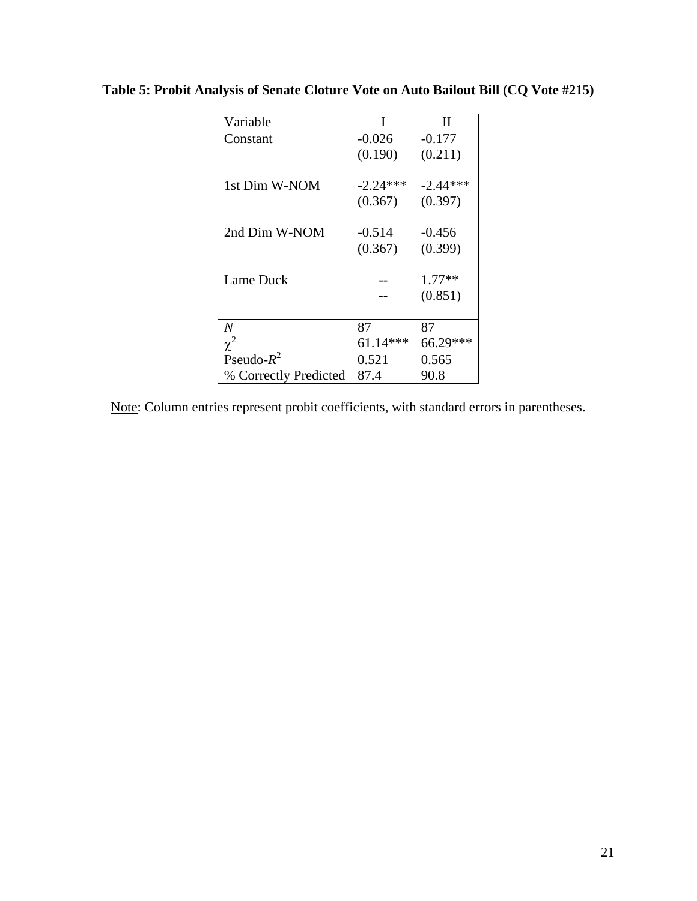**Table 5: Probit Analysis of Senate Cloture Vote on Auto Bailout Bill (CQ Vote #215)**

| Variable | I | II |
|---|---|---|
| Constant | -0.026 | -0.177 |
| | (0.190) | (0.211) |
| 1st Dim W-NOM | -2.24*** | -2.44*** |
| | (0.367) | (0.397) |
| 2nd Dim W-NOM | -0.514 | -0.456 |
| | (0.367) | (0.399) |
| Lame Duck | -- | 1.77** |
| | -- | (0.851) |
| *N* | 87 | 87 |
| $\chi^2$ | 61.14*** | 66.29*** |
| Pseudo-$R^2$ | 0.521 | 0.565 |
| % Correctly Predicted | 87.4 | 90.8 |

Note: Column entries represent probit coefficients, with standard errors in parentheses.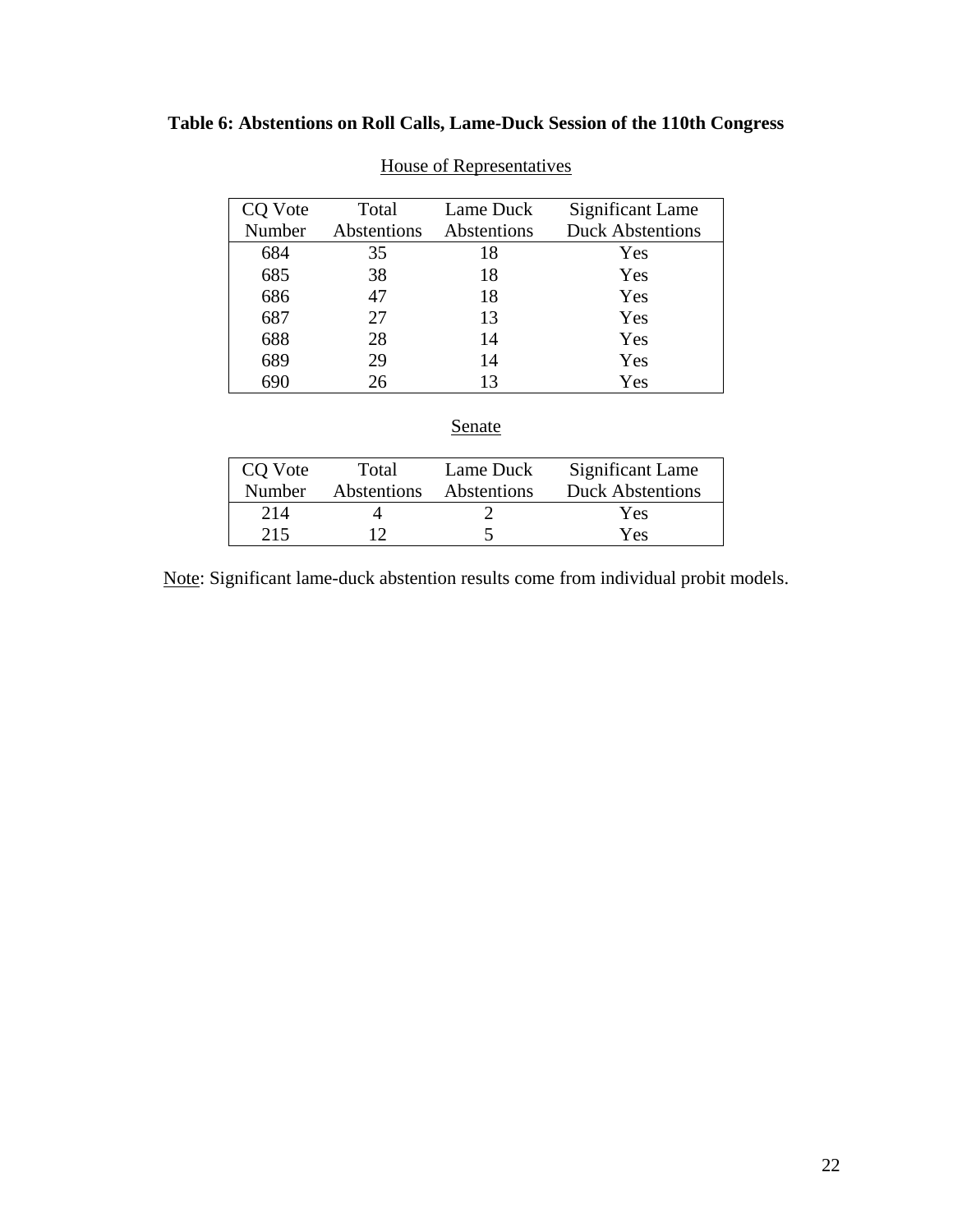**Table 6: Abstentions on Roll Calls, Lame-Duck Session of the 110th Congress**

House of Representatives

| CQ Vote Number | Total Abstentions | Lame Duck Abstentions | Significant Lame Duck Abstentions |
|---|---|---|---|
| 684 | 35 | 18 | Yes |
| 685 | 38 | 18 | Yes |
| 686 | 47 | 18 | Yes |
| 687 | 27 | 13 | Yes |
| 688 | 28 | 14 | Yes |
| 689 | 29 | 14 | Yes |
| 690 | 26 | 13 | Yes |

Senate

| CQ Vote Number | Total Abstentions | Lame Duck Abstentions | Significant Lame Duck Abstentions |
|---|---|---|---|
| 214 | 4 | 2 | Yes |
| 215 | 12 | 5 | Yes |

Note: Significant lame-duck abstention results come from individual probit models.